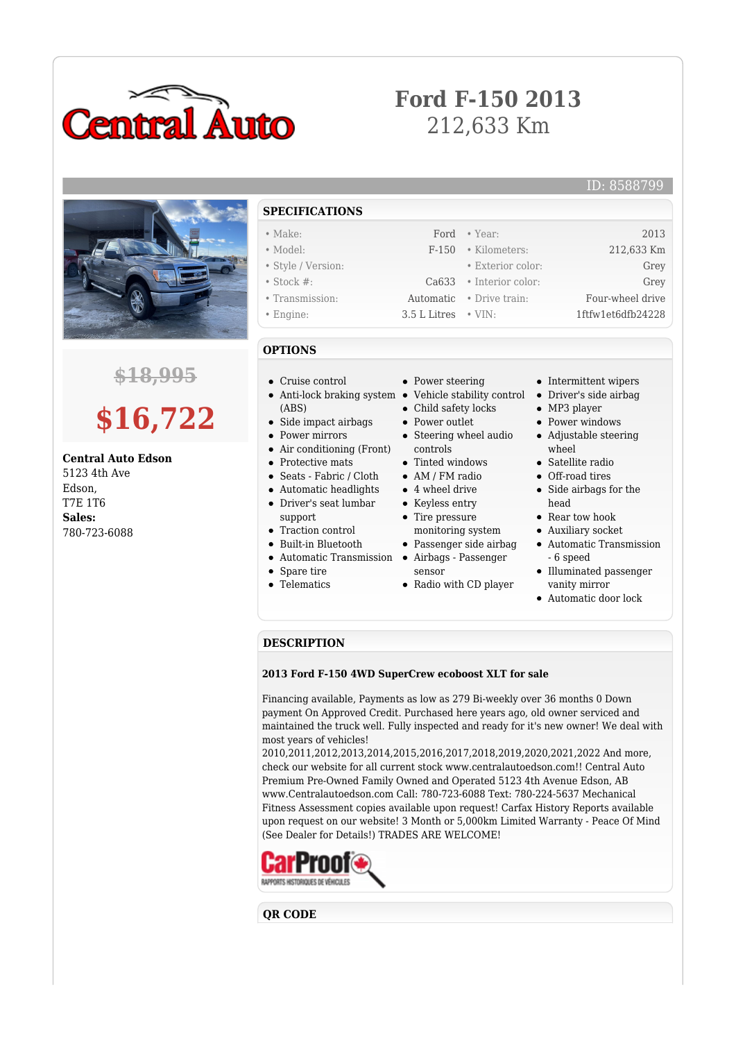# Ford F-150 2013

212,633 Km

ID: 8588799

~~$18,995~~

**$16,722**

**Central Auto Edson**
5123 4th Ave
Edson,
T7E 1T6
**Sales:**
780-723-6088

## SPECIFICATIONS

| | | | |
|---|---|---|---|
| Make: | Ford | Year: | 2013 |
| Model: | F-150 | Kilometers: | 212,633 Km |
| Style / Version: | | Exterior color: | Grey |
| Stock #: | Ca633 | Interior color: | Grey |
| Transmission: | Automatic | Drive train: | Four-wheel drive |
| Engine: | 3.5 L Litres | VIN: | 1ftfw1et6dfb24228 |

## OPTIONS

- Cruise control
- Anti-lock braking system (ABS)
- Side impact airbags
- Power mirrors
- Air conditioning (Front)
- Protective mats
- Seats - Fabric / Cloth
- Automatic headlights
- Driver's seat lumbar support
- Traction control
- Built-in Bluetooth
- Automatic Transmission
- Spare tire
- Telematics
- Power steering
- Vehicle stability control
- Child safety locks
- Power outlet
- Steering wheel audio controls
- Tinted windows
- AM / FM radio
- 4 wheel drive
- Keyless entry
- Tire pressure monitoring system
- Passenger side airbag
- Airbags - Passenger sensor
- Radio with CD player
- Intermittent wipers
- Driver's side airbag
- MP3 player
- Power windows
- Adjustable steering wheel
- Satellite radio
- Off-road tires
- Side airbags for the head
- Rear tow hook
- Auxiliary socket
- Automatic Transmission - 6 speed
- Illuminated passenger vanity mirror
- Automatic door lock

## DESCRIPTION

**2013 Ford F-150 4WD SuperCrew ecoboost XLT for sale**

Financing available, Payments as low as 279 Bi-weekly over 36 months 0 Down payment On Approved Credit. Purchased here years ago, old owner serviced and maintained the truck well. Fully inspected and ready for it's new owner! We deal with most years of vehicles! 2010,2011,2012,2013,2014,2015,2016,2017,2018,2019,2020,2021,2022 And more, check our website for all current stock www.centralautoedson.com!! Central Auto Premium Pre-Owned Family Owned and Operated 5123 4th Avenue Edson, AB www.Centralautoedson.com Call: 780-723-6088 Text: 780-224-5637 Mechanical Fitness Assessment copies available upon request! Carfax History Reports available upon request on our website! 3 Month or 5,000km Limited Warranty - Peace Of Mind (See Dealer for Details!) TRADES ARE WELCOME!

CarProof
RAPPORTS HISTORIQUES DE VÉHICULES

## QR CODE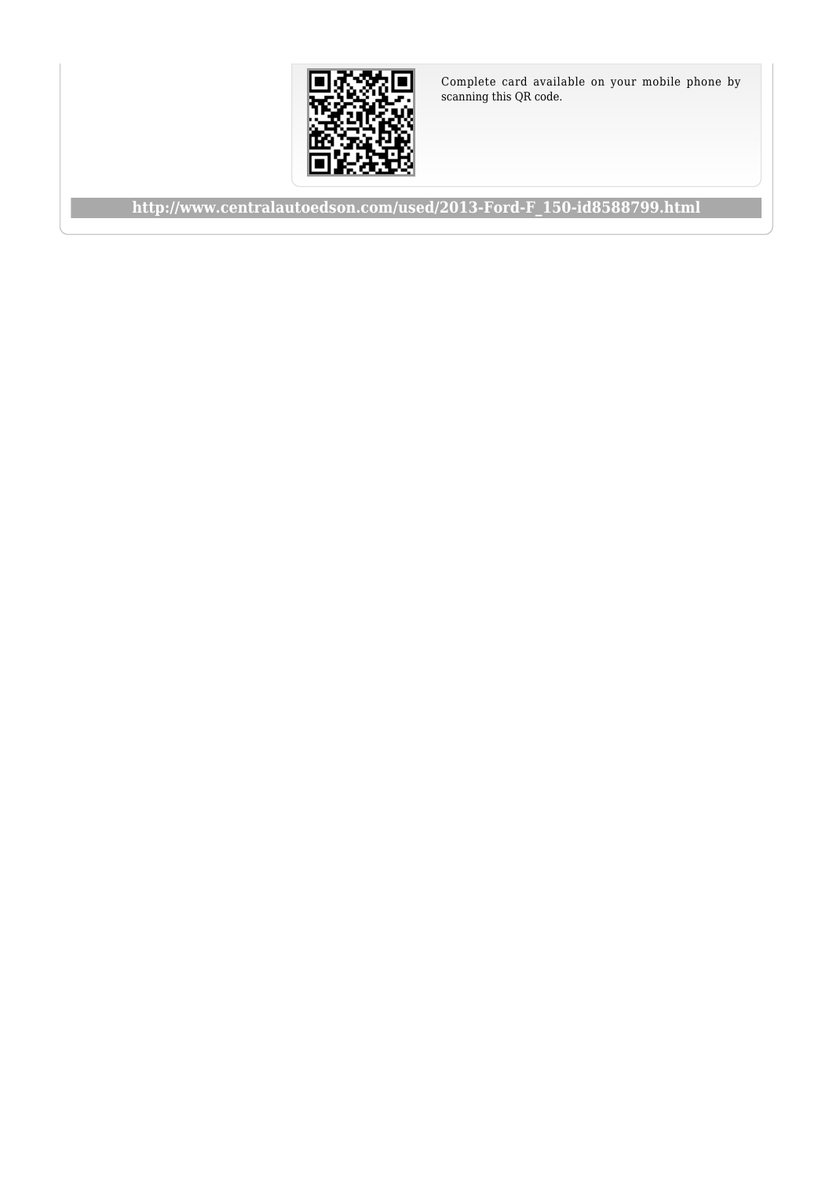Complete card available on your mobile phone by scanning this QR code.

**http://www.centralautoedson.com/used/2013-Ford-F_150-id8588799.html**